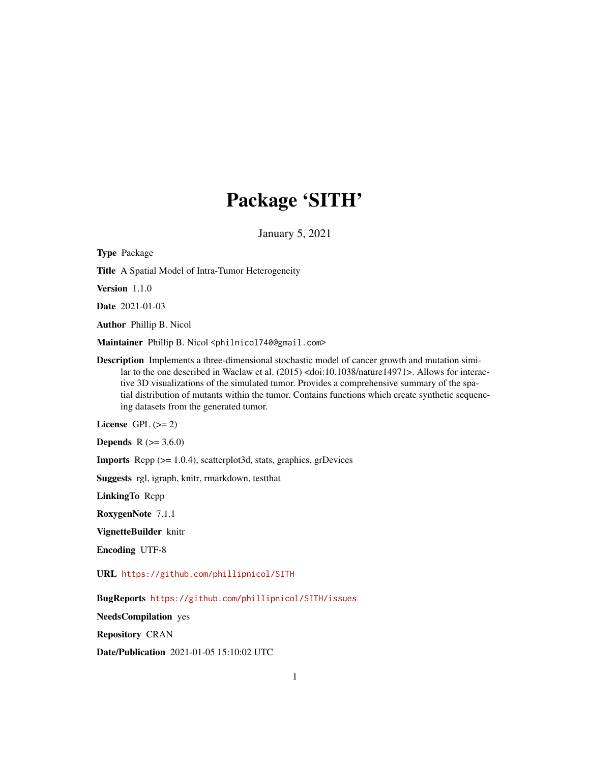# Package 'SITH'

January 5, 2021

**Type** Package

**Title** A Spatial Model of Intra-Tumor Heterogeneity

**Version** 1.1.0

**Date** 2021-01-03

**Author** Phillip B. Nicol

**Maintainer** Phillip B. Nicol <philnicol740@gmail.com>

**Description** Implements a three-dimensional stochastic model of cancer growth and mutation similar to the one described in Waclaw et al. (2015) <doi:10.1038/nature14971>. Allows for interactive 3D visualizations of the simulated tumor. Provides a comprehensive summary of the spatial distribution of mutants within the tumor. Contains functions which create synthetic sequencing datasets from the generated tumor.

**License** GPL (>= 2)

**Depends** R (>= 3.6.0)

**Imports** Rcpp (>= 1.0.4), scatterplot3d, stats, graphics, grDevices

**Suggests** rgl, igraph, knitr, rmarkdown, testthat

**LinkingTo** Rcpp

**RoxygenNote** 7.1.1

**VignetteBuilder** knitr

**Encoding** UTF-8

**URL** https://github.com/phillipnicol/SITH

**BugReports** https://github.com/phillipnicol/SITH/issues

**NeedsCompilation** yes

**Repository** CRAN

**Date/Publication** 2021-01-05 15:10:02 UTC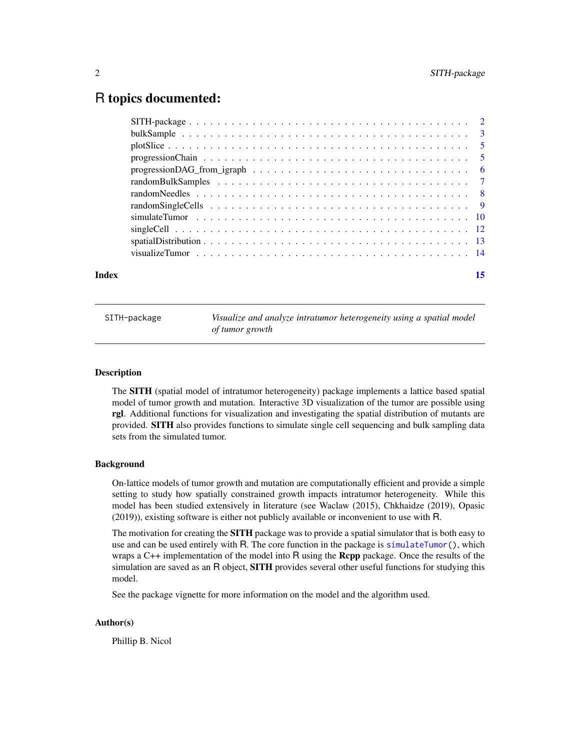# R topics documented:

| | |
|---|---|
| SITH-package | 2 |
| bulkSample | 3 |
| plotSlice | 5 |
| progressionChain | 5 |
| progressionDAG_from_igraph | 6 |
| randomBulkSamples | 7 |
| randomNeedles | 8 |
| randomSingleCells | 9 |
| simulateTumor | 10 |
| singleCell | 12 |
| spatialDistribution | 13 |
| visualizeTumor | 14 |

**Index** 15

---

`SITH-package` *Visualize and analyze intratumor heterogeneity using a spatial model of tumor growth*

---

### Description

The **SITH** (spatial model of intratumor heterogeneity) package implements a lattice based spatial model of tumor growth and mutation. Interactive 3D visualization of the tumor are possible using **rgl**. Additional functions for visualization and investigating the spatial distribution of mutants are provided. **SITH** also provides functions to simulate single cell sequencing and bulk sampling data sets from the simulated tumor.

### Background

On-lattice models of tumor growth and mutation are computationally efficient and provide a simple setting to study how spatially constrained growth impacts intratumor heterogeneity. While this model has been studied extensively in literature (see Waclaw (2015), Chkhaidze (2019), Opasic (2019)), existing software is either not publicly available or inconvenient to use with R.

The motivation for creating the **SITH** package was to provide a spatial simulator that is both easy to use and can be used entirely with R. The core function in the package is `simulateTumor()`, which wraps a C++ implementation of the model into R using the **Rcpp** package. Once the results of the simulation are saved as an R object, **SITH** provides several other useful functions for studying this model.

See the package vignette for more information on the model and the algorithm used.

### Author(s)

Phillip B. Nicol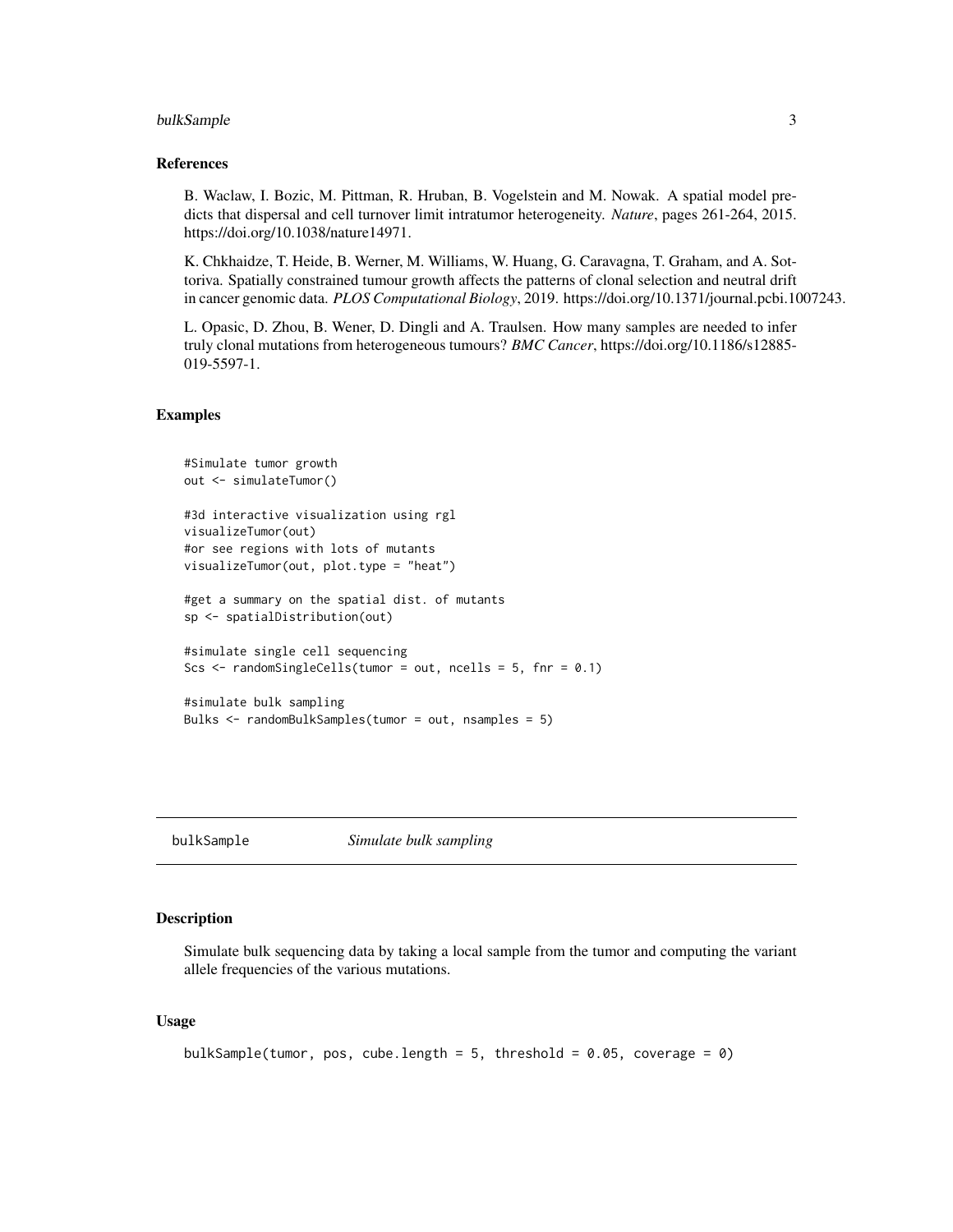## References

B. Waclaw, I. Bozic, M. Pittman, R. Hruban, B. Vogelstein and M. Nowak. A spatial model predicts that dispersal and cell turnover limit intratumor heterogeneity. *Nature*, pages 261-264, 2015. https://doi.org/10.1038/nature14971.

K. Chkhaidze, T. Heide, B. Werner, M. Williams, W. Huang, G. Caravagna, T. Graham, and A. Sottoriva. Spatially constrained tumour growth affects the patterns of clonal selection and neutral drift in cancer genomic data. *PLOS Computational Biology*, 2019. https://doi.org/10.1371/journal.pcbi.1007243.

L. Opasic, D. Zhou, B. Wener, D. Dingli and A. Traulsen. How many samples are needed to infer truly clonal mutations from heterogeneous tumours? *BMC Cancer*, https://doi.org/10.1186/s12885-019-5597-1.

## Examples

```
#Simulate tumor growth
out <- simulateTumor()

#3d interactive visualization using rgl
visualizeTumor(out)
#or see regions with lots of mutants
visualizeTumor(out, plot.type = "heat")

#get a summary on the spatial dist. of mutants
sp <- spatialDistribution(out)

#simulate single cell sequencing
Scs <- randomSingleCells(tumor = out, ncells = 5, fnr = 0.1)

#simulate bulk sampling
Bulks <- randomBulkSamples(tumor = out, nsamples = 5)
```

---

# bulkSample *Simulate bulk sampling*

## Description

Simulate bulk sequencing data by taking a local sample from the tumor and computing the variant allele frequencies of the various mutations.

## Usage

```
bulkSample(tumor, pos, cube.length = 5, threshold = 0.05, coverage = 0)
```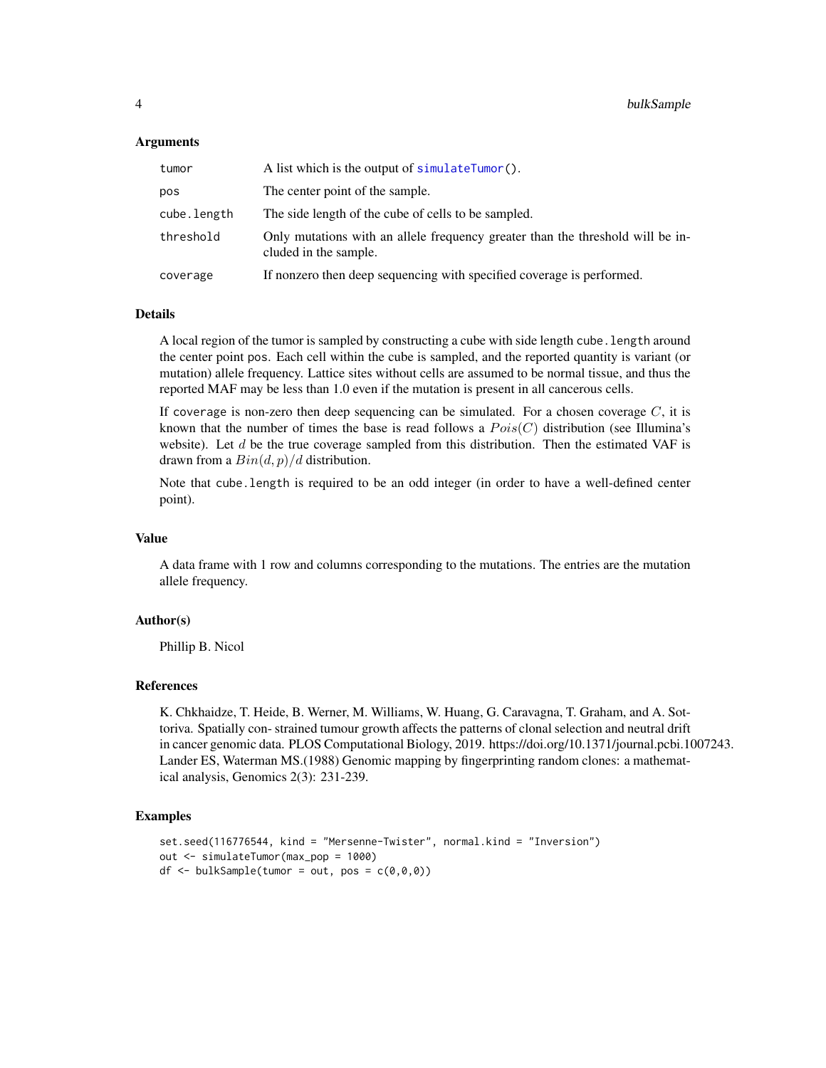### Arguments

| | |
|---|---|
| tumor | A list which is the output of `simulateTumor()`. |
| pos | The center point of the sample. |
| cube.length | The side length of the cube of cells to be sampled. |
| threshold | Only mutations with an allele frequency greater than the threshold will be included in the sample. |
| coverage | If nonzero then deep sequencing with specified coverage is performed. |

### Details

A local region of the tumor is sampled by constructing a cube with side length `cube.length` around the center point `pos`. Each cell within the cube is sampled, and the reported quantity is variant (or mutation) allele frequency. Lattice sites without cells are assumed to be normal tissue, and thus the reported MAF may be less than 1.0 even if the mutation is present in all cancerous cells.

If `coverage` is non-zero then deep sequencing can be simulated. For a chosen coverage $C$, it is known that the number of times the base is read follows a $Pois(C)$ distribution (see Illumina's website). Let $d$ be the true coverage sampled from this distribution. Then the estimated VAF is drawn from a $Bin(d, p)/d$ distribution.

Note that `cube.length` is required to be an odd integer (in order to have a well-defined center point).

### Value

A data frame with 1 row and columns corresponding to the mutations. The entries are the mutation allele frequency.

### Author(s)

Phillip B. Nicol

### References

K. Chkhaidze, T. Heide, B. Werner, M. Williams, W. Huang, G. Caravagna, T. Graham, and A. Sottoriva. Spatially con- strained tumour growth affects the patterns of clonal selection and neutral drift in cancer genomic data. PLOS Computational Biology, 2019. https://doi.org/10.1371/journal.pcbi.1007243. Lander ES, Waterman MS.(1988) Genomic mapping by fingerprinting random clones: a mathematical analysis, Genomics 2(3): 231-239.

### Examples

```
set.seed(116776544, kind = "Mersenne-Twister", normal.kind = "Inversion")
out <- simulateTumor(max_pop = 1000)
df <- bulkSample(tumor = out, pos = c(0,0,0))
```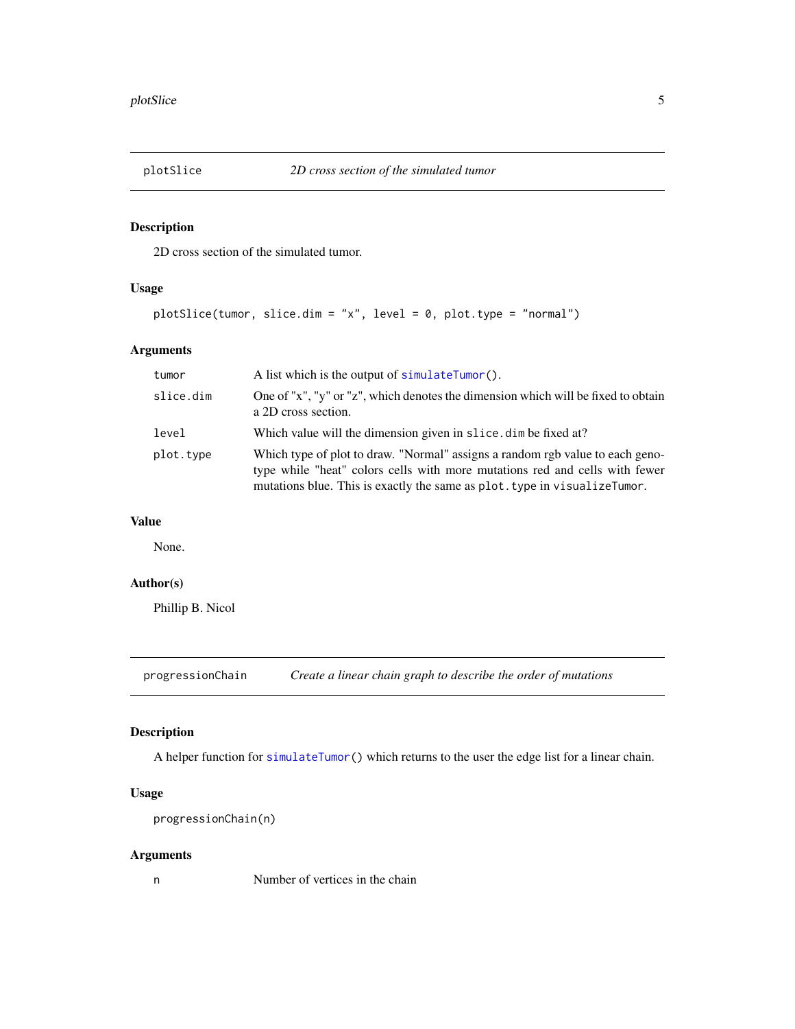## plotSlice — *2D cross section of the simulated tumor*

### Description

2D cross section of the simulated tumor.

### Usage

```
plotSlice(tumor, slice.dim = "x", level = 0, plot.type = "normal")
```

### Arguments

| | |
|---|---|
| `tumor` | A list which is the output of `simulateTumor()`. |
| `slice.dim` | One of "x", "y" or "z", which denotes the dimension which will be fixed to obtain a 2D cross section. |
| `level` | Which value will the dimension given in `slice.dim` be fixed at? |
| `plot.type` | Which type of plot to draw. "Normal" assigns a random rgb value to each genotype while "heat" colors cells with more mutations red and cells with fewer mutations blue. This is exactly the same as `plot.type` in `visualizeTumor`. |

### Value

None.

### Author(s)

Phillip B. Nicol

## progressionChain — *Create a linear chain graph to describe the order of mutations*

### Description

A helper function for `simulateTumor()` which returns to the user the edge list for a linear chain.

### Usage

```
progressionChain(n)
```

### Arguments

| | |
|---|---|
| `n` | Number of vertices in the chain |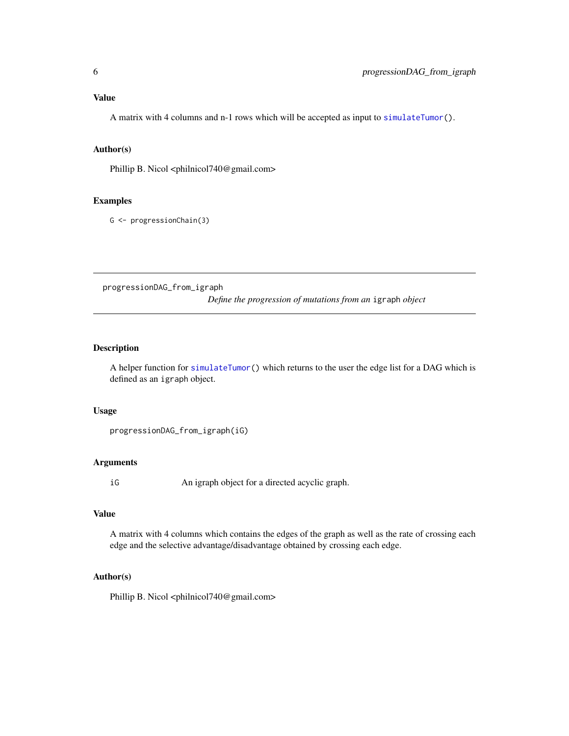### Value

A matrix with 4 columns and n-1 rows which will be accepted as input to `simulateTumor()`.

### Author(s)

Phillip B. Nicol <philnicol740@gmail.com>

### Examples

```
G <- progressionChain(3)
```

---

## progressionDAG_from_igraph

*Define the progression of mutations from an* `igraph` *object*

---

### Description

A helper function for `simulateTumor()` which returns to the user the edge list for a DAG which is defined as an `igraph` object.

### Usage

```
progressionDAG_from_igraph(iG)
```

### Arguments

| | |
|---|---|
| `iG` | An igraph object for a directed acyclic graph. |

### Value

A matrix with 4 columns which contains the edges of the graph as well as the rate of crossing each edge and the selective advantage/disadvantage obtained by crossing each edge.

### Author(s)

Phillip B. Nicol <philnicol740@gmail.com>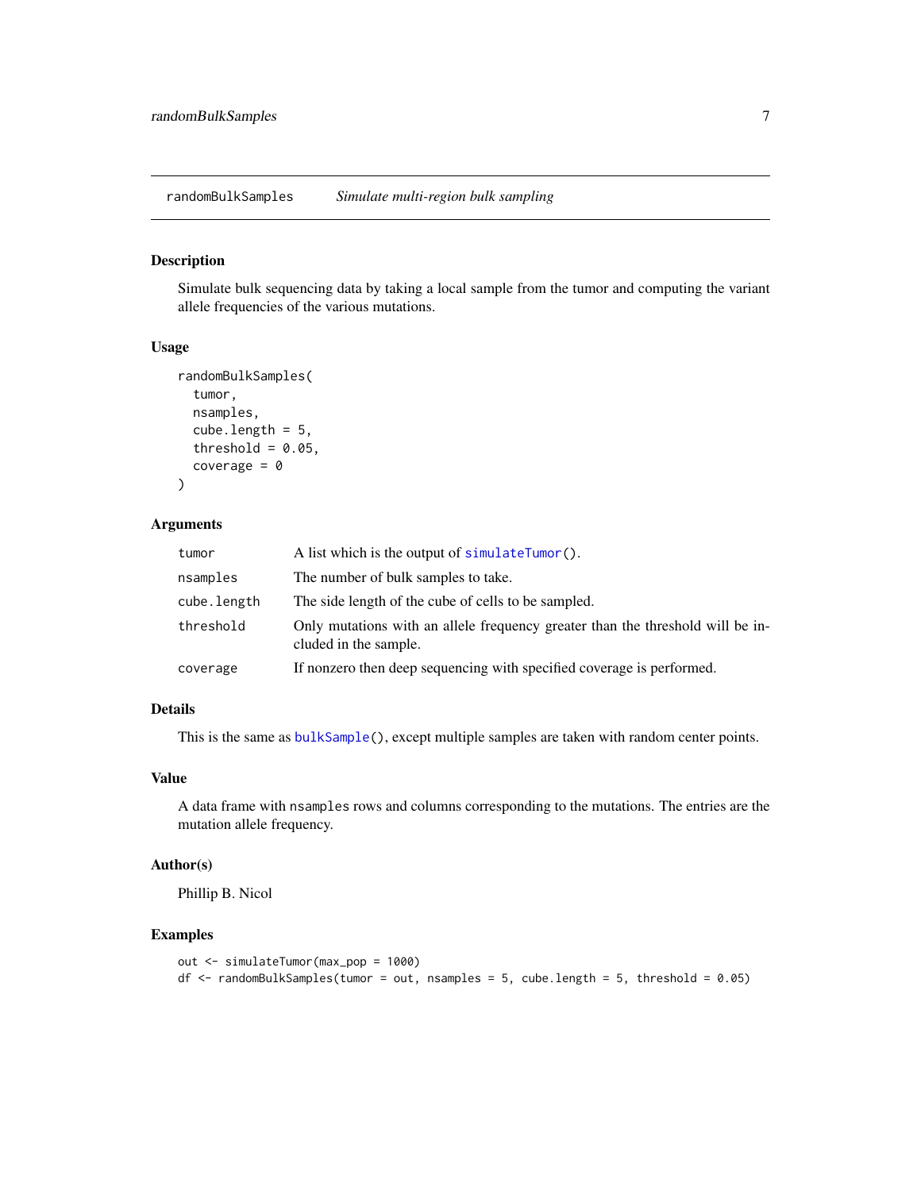## randomBulkSamples *Simulate multi-region bulk sampling*

### Description

Simulate bulk sequencing data by taking a local sample from the tumor and computing the variant allele frequencies of the various mutations.

### Usage

```
randomBulkSamples(
  tumor,
  nsamples,
  cube.length = 5,
  threshold = 0.05,
  coverage = 0
)
```

### Arguments

| | |
|---|---|
| tumor | A list which is the output of simulateTumor(). |
| nsamples | The number of bulk samples to take. |
| cube.length | The side length of the cube of cells to be sampled. |
| threshold | Only mutations with an allele frequency greater than the threshold will be included in the sample. |
| coverage | If nonzero then deep sequencing with specified coverage is performed. |

### Details

This is the same as bulkSample(), except multiple samples are taken with random center points.

### Value

A data frame with nsamples rows and columns corresponding to the mutations. The entries are the mutation allele frequency.

### Author(s)

Phillip B. Nicol

### Examples

```
out <- simulateTumor(max_pop = 1000)
df <- randomBulkSamples(tumor = out, nsamples = 5, cube.length = 5, threshold = 0.05)
```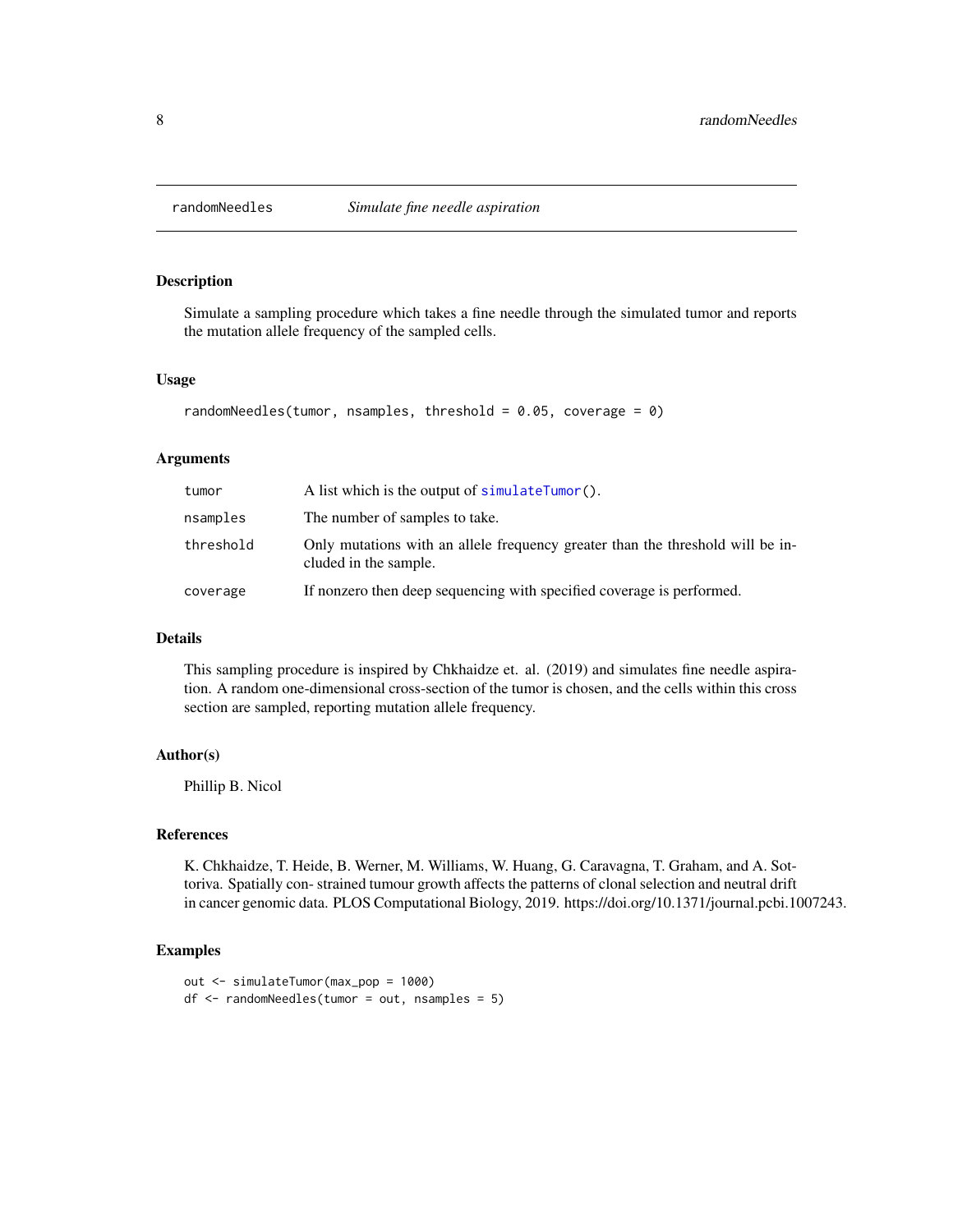## randomNeedles *Simulate fine needle aspiration*

### Description

Simulate a sampling procedure which takes a fine needle through the simulated tumor and reports the mutation allele frequency of the sampled cells.

### Usage

```
randomNeedles(tumor, nsamples, threshold = 0.05, coverage = 0)
```

### Arguments

| | |
|---|---|
| `tumor` | A list which is the output of `simulateTumor()`. |
| `nsamples` | The number of samples to take. |
| `threshold` | Only mutations with an allele frequency greater than the threshold will be included in the sample. |
| `coverage` | If nonzero then deep sequencing with specified coverage is performed. |

### Details

This sampling procedure is inspired by Chkhaidze et. al. (2019) and simulates fine needle aspiration. A random one-dimensional cross-section of the tumor is chosen, and the cells within this cross section are sampled, reporting mutation allele frequency.

### Author(s)

Phillip B. Nicol

### References

K. Chkhaidze, T. Heide, B. Werner, M. Williams, W. Huang, G. Caravagna, T. Graham, and A. Sottoriva. Spatially con- strained tumour growth affects the patterns of clonal selection and neutral drift in cancer genomic data. PLOS Computational Biology, 2019. https://doi.org/10.1371/journal.pcbi.1007243.

### Examples

```
out <- simulateTumor(max_pop = 1000)
df <- randomNeedles(tumor = out, nsamples = 5)
```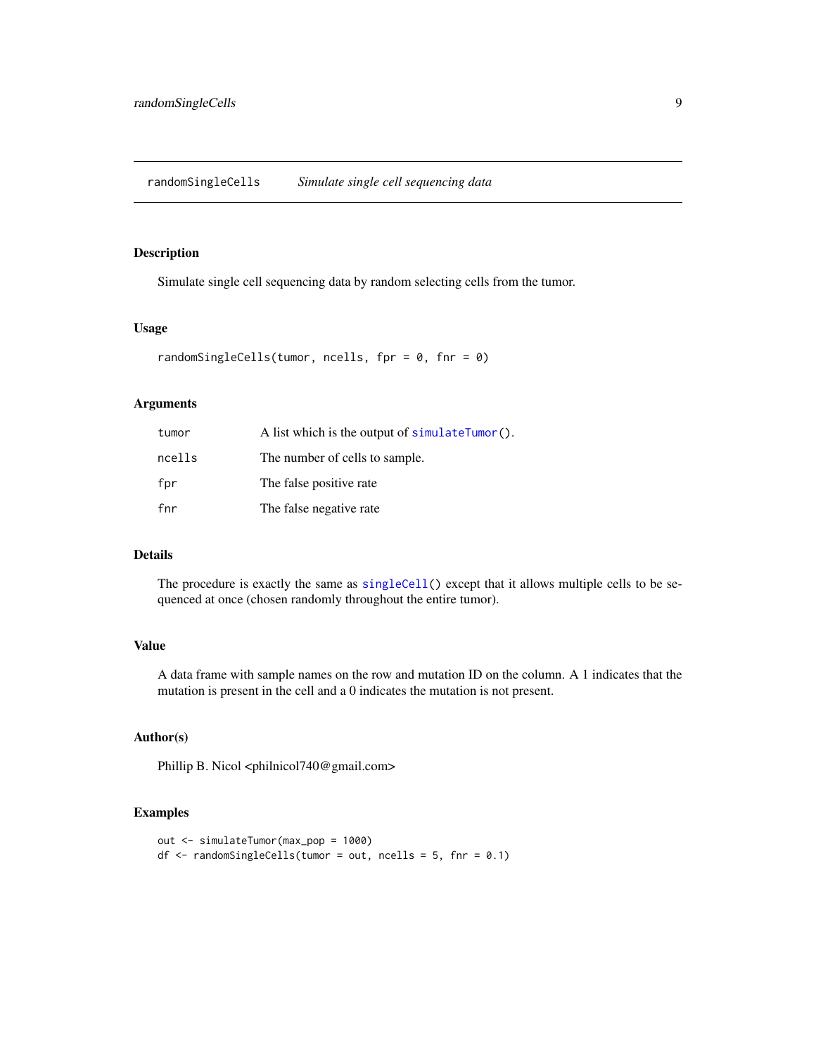## randomSingleCells    *Simulate single cell sequencing data*

### Description

Simulate single cell sequencing data by random selecting cells from the tumor.

### Usage

```
randomSingleCells(tumor, ncells, fpr = 0, fnr = 0)
```

### Arguments

| | |
|---|---|
| tumor | A list which is the output of `simulateTumor()`. |
| ncells | The number of cells to sample. |
| fpr | The false positive rate |
| fnr | The false negative rate |

### Details

The procedure is exactly the same as `singleCell()` except that it allows multiple cells to be sequenced at once (chosen randomly throughout the entire tumor).

### Value

A data frame with sample names on the row and mutation ID on the column. A 1 indicates that the mutation is present in the cell and a 0 indicates the mutation is not present.

### Author(s)

Phillip B. Nicol <philnicol740@gmail.com>

### Examples

```
out <- simulateTumor(max_pop = 1000)
df <- randomSingleCells(tumor = out, ncells = 5, fnr = 0.1)
```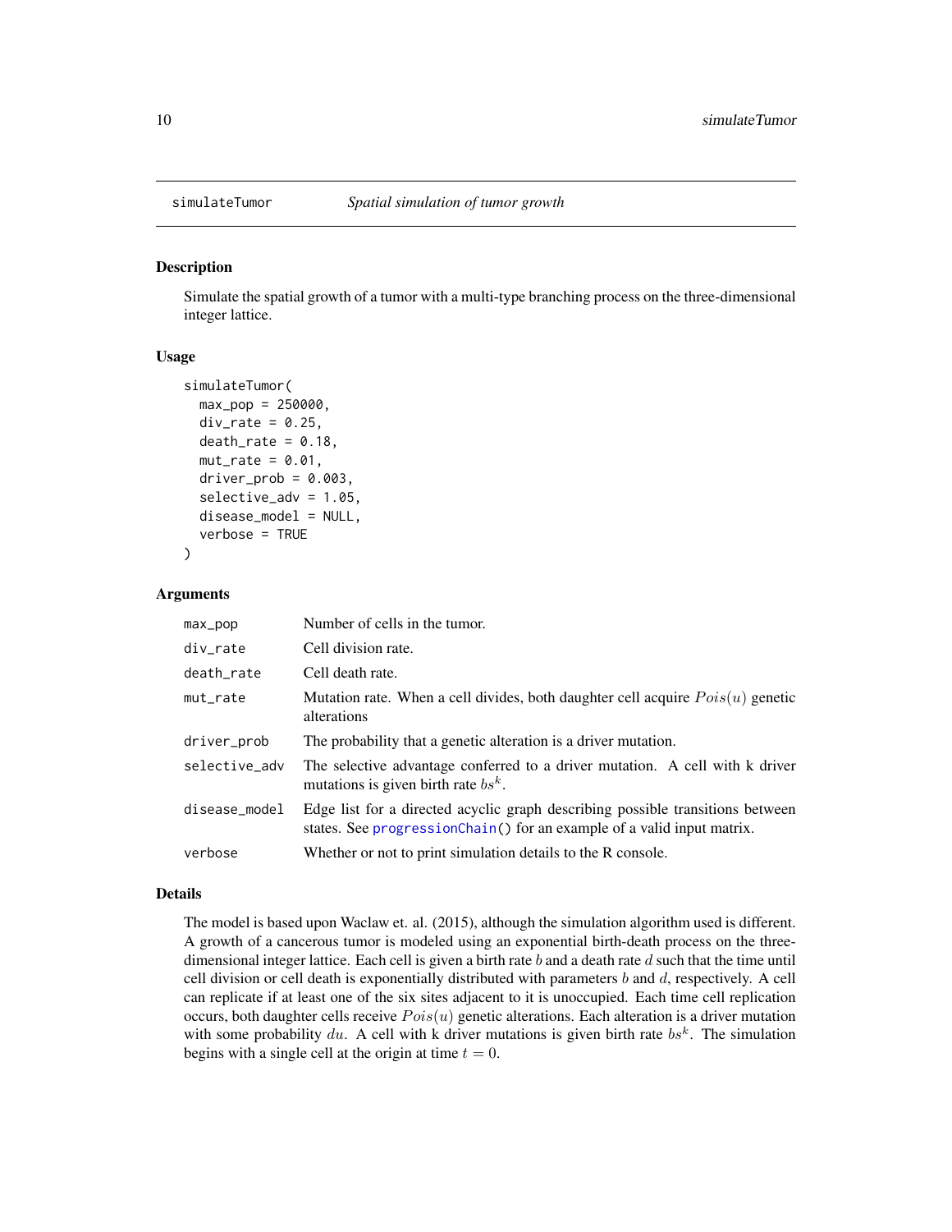## simulateTumor — *Spatial simulation of tumor growth*

### Description

Simulate the spatial growth of a tumor with a multi-type branching process on the three-dimensional integer lattice.

### Usage

```
simulateTumor(
  max_pop = 250000,
  div_rate = 0.25,
  death_rate = 0.18,
  mut_rate = 0.01,
  driver_prob = 0.003,
  selective_adv = 1.05,
  disease_model = NULL,
  verbose = TRUE
)
```

### Arguments

| Argument | Description |
|---|---|
| `max_pop` | Number of cells in the tumor. |
| `div_rate` | Cell division rate. |
| `death_rate` | Cell death rate. |
| `mut_rate` | Mutation rate. When a cell divides, both daughter cell acquire $Pois(u)$ genetic alterations |
| `driver_prob` | The probability that a genetic alteration is a driver mutation. |
| `selective_adv` | The selective advantage conferred to a driver mutation. A cell with k driver mutations is given birth rate $bs^k$. |
| `disease_model` | Edge list for a directed acyclic graph describing possible transitions between states. See `progressionChain()` for an example of a valid input matrix. |
| `verbose` | Whether or not to print simulation details to the R console. |

### Details

The model is based upon Waclaw et. al. (2015), although the simulation algorithm used is different. A growth of a cancerous tumor is modeled using an exponential birth-death process on the three-dimensional integer lattice. Each cell is given a birth rate $b$ and a death rate $d$ such that the time until cell division or cell death is exponentially distributed with parameters $b$ and $d$, respectively. A cell can replicate if at least one of the six sites adjacent to it is unoccupied. Each time cell replication occurs, both daughter cells receive $Pois(u)$ genetic alterations. Each alteration is a driver mutation with some probability $du$. A cell with k driver mutations is given birth rate $bs^k$. The simulation begins with a single cell at the origin at time $t = 0$.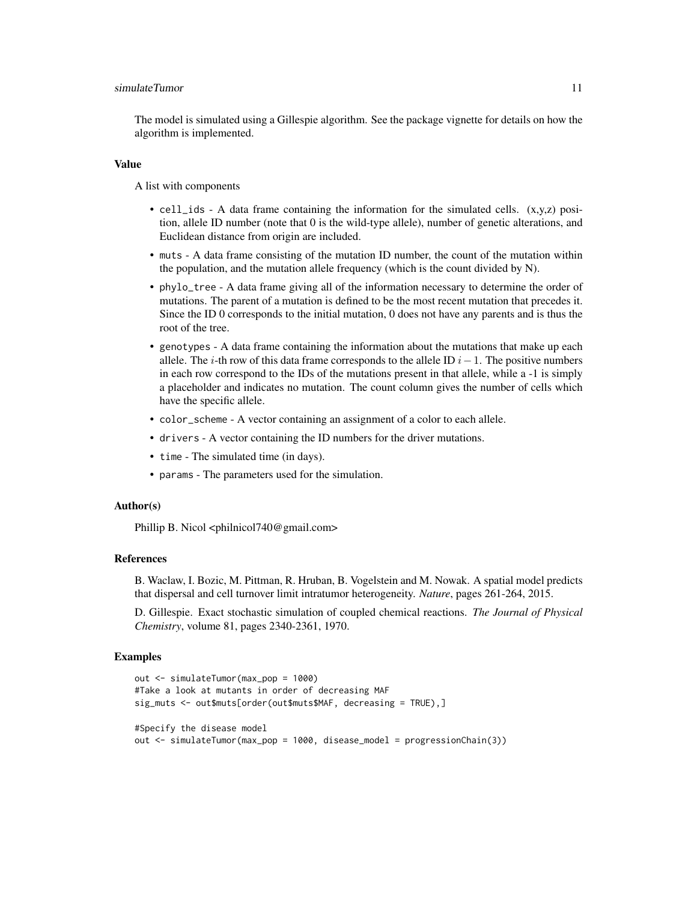The model is simulated using a Gillespie algorithm. See the package vignette for details on how the algorithm is implemented.

### Value

A list with components

- `cell_ids` - A data frame containing the information for the simulated cells. (x,y,z) position, allele ID number (note that 0 is the wild-type allele), number of genetic alterations, and Euclidean distance from origin are included.
- `muts` - A data frame consisting of the mutation ID number, the count of the mutation within the population, and the mutation allele frequency (which is the count divided by N).
- `phylo_tree` - A data frame giving all of the information necessary to determine the order of mutations. The parent of a mutation is defined to be the most recent mutation that precedes it. Since the ID 0 corresponds to the initial mutation, 0 does not have any parents and is thus the root of the tree.
- `genotypes` - A data frame containing the information about the mutations that make up each allele. The $i$-th row of this data frame corresponds to the allele ID $i - 1$. The positive numbers in each row correspond to the IDs of the mutations present in that allele, while a -1 is simply a placeholder and indicates no mutation. The count column gives the number of cells which have the specific allele.
- `color_scheme` - A vector containing an assignment of a color to each allele.
- `drivers` - A vector containing the ID numbers for the driver mutations.
- `time` - The simulated time (in days).
- `params` - The parameters used for the simulation.

### Author(s)

Phillip B. Nicol <philnicol740@gmail.com>

### References

B. Waclaw, I. Bozic, M. Pittman, R. Hruban, B. Vogelstein and M. Nowak. A spatial model predicts that dispersal and cell turnover limit intratumor heterogeneity. *Nature*, pages 261-264, 2015.

D. Gillespie. Exact stochastic simulation of coupled chemical reactions. *The Journal of Physical Chemistry*, volume 81, pages 2340-2361, 1970.

### Examples

```
out <- simulateTumor(max_pop = 1000)
#Take a look at mutants in order of decreasing MAF
sig_muts <- out$muts[order(out$muts$MAF, decreasing = TRUE),]

#Specify the disease model
out <- simulateTumor(max_pop = 1000, disease_model = progressionChain(3))
```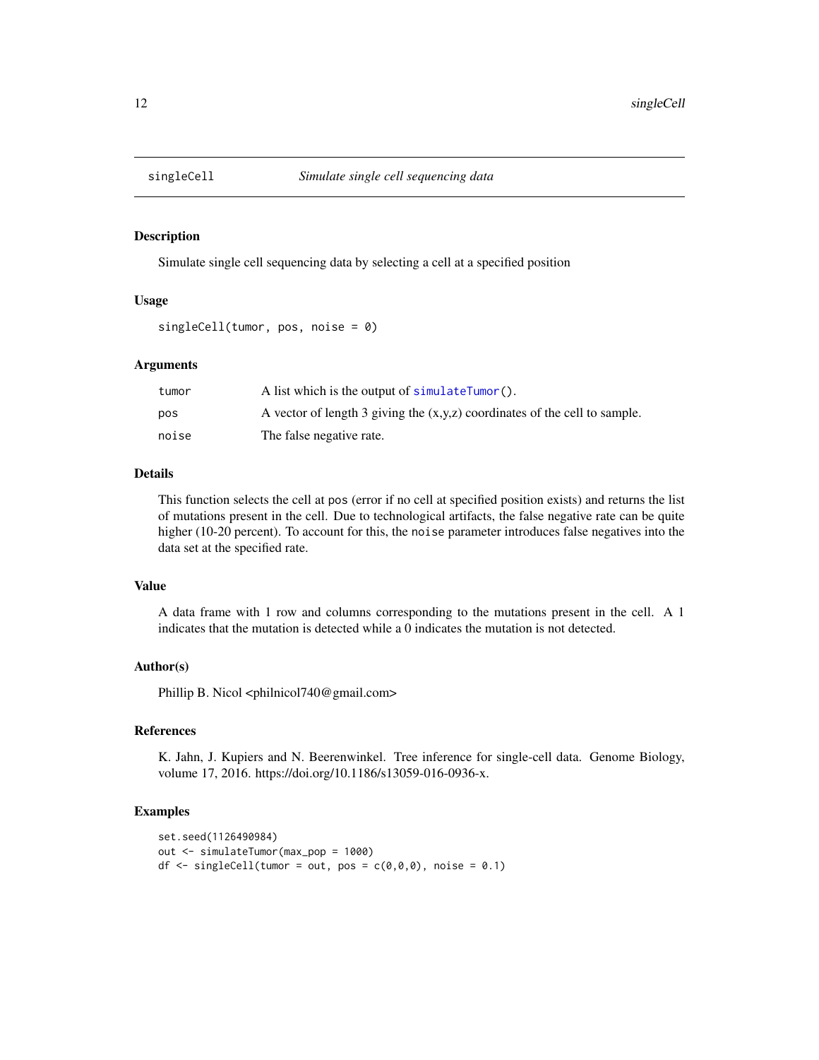# singleCell *Simulate single cell sequencing data*

## Description

Simulate single cell sequencing data by selecting a cell at a specified position

## Usage

```
singleCell(tumor, pos, noise = 0)
```

## Arguments

| | |
|---|---|
| tumor | A list which is the output of `simulateTumor()`. |
| pos | A vector of length 3 giving the (x,y,z) coordinates of the cell to sample. |
| noise | The false negative rate. |

## Details

This function selects the cell at `pos` (error if no cell at specified position exists) and returns the list of mutations present in the cell. Due to technological artifacts, the false negative rate can be quite higher (10-20 percent). To account for this, the `noise` parameter introduces false negatives into the data set at the specified rate.

## Value

A data frame with 1 row and columns corresponding to the mutations present in the cell. A 1 indicates that the mutation is detected while a 0 indicates the mutation is not detected.

## Author(s)

Phillip B. Nicol <philnicol740@gmail.com>

## References

K. Jahn, J. Kupiers and N. Beerenwinkel. Tree inference for single-cell data. Genome Biology, volume 17, 2016. https://doi.org/10.1186/s13059-016-0936-x.

## Examples

```
set.seed(1126490984)
out <- simulateTumor(max_pop = 1000)
df <- singleCell(tumor = out, pos = c(0,0,0), noise = 0.1)
```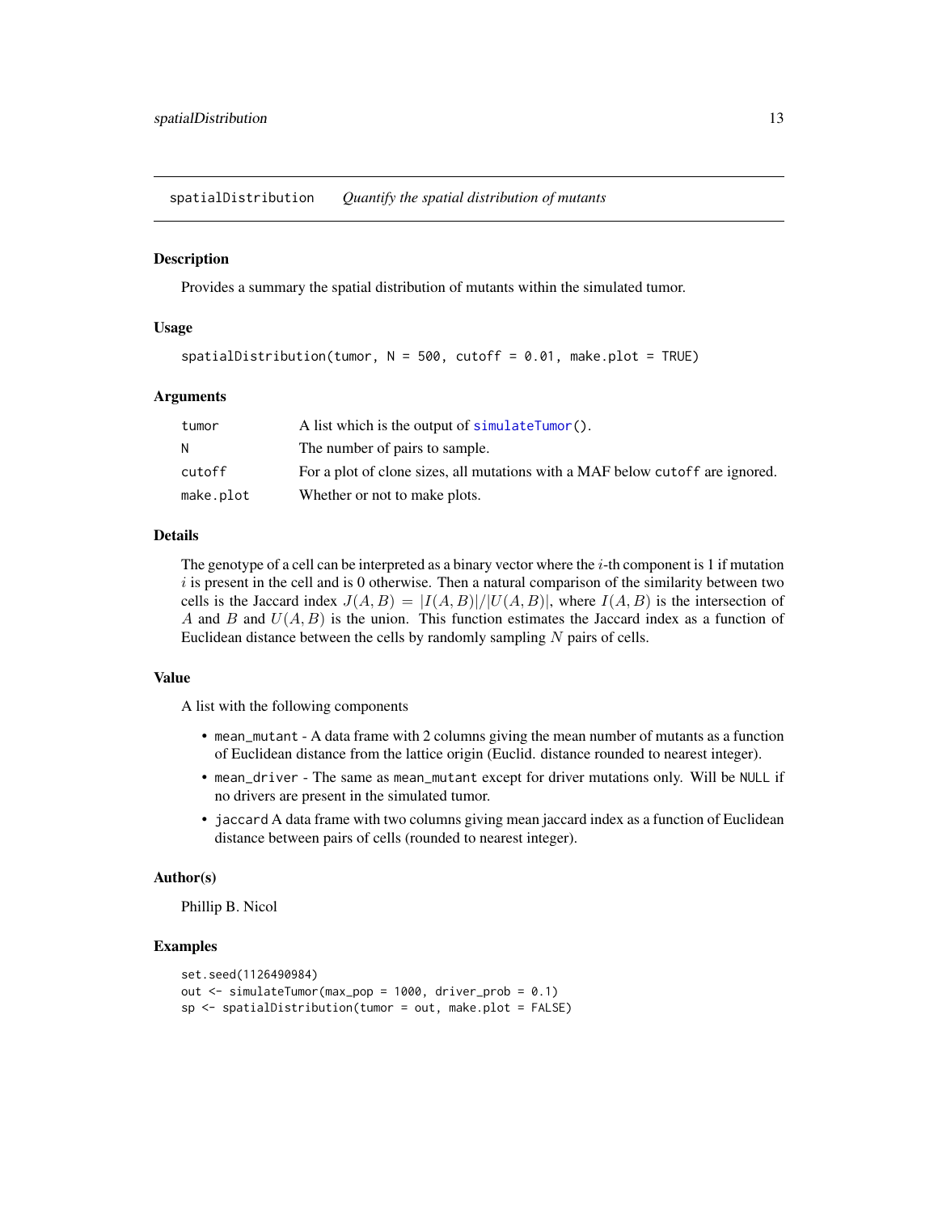## spatialDistribution — *Quantify the spatial distribution of mutants*

### Description

Provides a summary the spatial distribution of mutants within the simulated tumor.

### Usage

```
spatialDistribution(tumor, N = 500, cutoff = 0.01, make.plot = TRUE)
```

### Arguments

| | |
|---|---|
| tumor | A list which is the output of simulateTumor(). |
| N | The number of pairs to sample. |
| cutoff | For a plot of clone sizes, all mutations with a MAF below cutoff are ignored. |
| make.plot | Whether or not to make plots. |

### Details

The genotype of a cell can be interpreted as a binary vector where the $i$-th component is 1 if mutation $i$ is present in the cell and is 0 otherwise. Then a natural comparison of the similarity between two cells is the Jaccard index $J(A, B) = |I(A, B)|/|U(A, B)|$, where $I(A, B)$ is the intersection of $A$ and $B$ and $U(A, B)$ is the union. This function estimates the Jaccard index as a function of Euclidean distance between the cells by randomly sampling $N$ pairs of cells.

### Value

A list with the following components

- `mean_mutant` - A data frame with 2 columns giving the mean number of mutants as a function of Euclidean distance from the lattice origin (Euclid. distance rounded to nearest integer).
- `mean_driver` - The same as `mean_mutant` except for driver mutations only. Will be `NULL` if no drivers are present in the simulated tumor.
- `jaccard` A data frame with two columns giving mean jaccard index as a function of Euclidean distance between pairs of cells (rounded to nearest integer).

### Author(s)

Phillip B. Nicol

### Examples

```
set.seed(1126490984)
out <- simulateTumor(max_pop = 1000, driver_prob = 0.1)
sp <- spatialDistribution(tumor = out, make.plot = FALSE)
```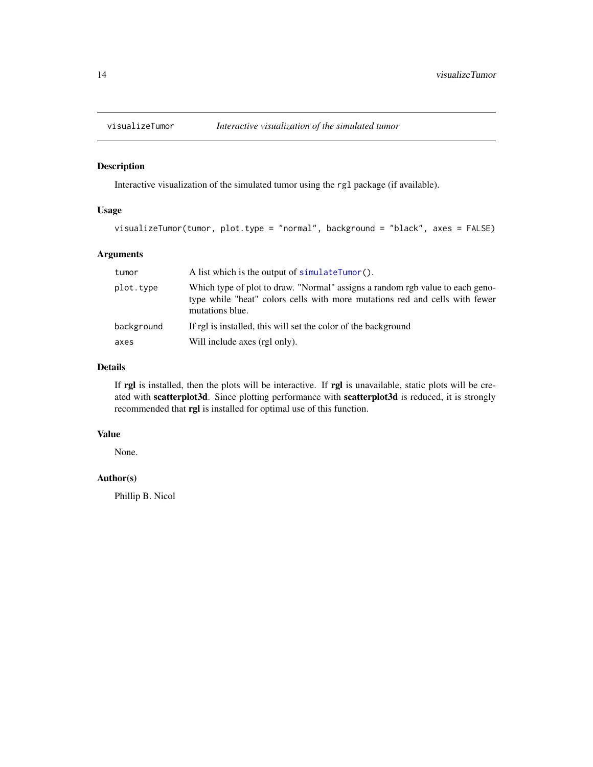## visualizeTumor *Interactive visualization of the simulated tumor*

### Description

Interactive visualization of the simulated tumor using the `rgl` package (if available).

### Usage

```
visualizeTumor(tumor, plot.type = "normal", background = "black", axes = FALSE)
```

### Arguments

| | |
|---|---|
| `tumor` | A list which is the output of `simulateTumor()`. |
| `plot.type` | Which type of plot to draw. "Normal" assigns a random rgb value to each genotype while "heat" colors cells with more mutations red and cells with fewer mutations blue. |
| `background` | If rgl is installed, this will set the color of the background |
| `axes` | Will include axes (rgl only). |

### Details

If **rgl** is installed, then the plots will be interactive. If **rgl** is unavailable, static plots will be created with **scatterplot3d**. Since plotting performance with **scatterplot3d** is reduced, it is strongly recommended that **rgl** is installed for optimal use of this function.

### Value

None.

### Author(s)

Phillip B. Nicol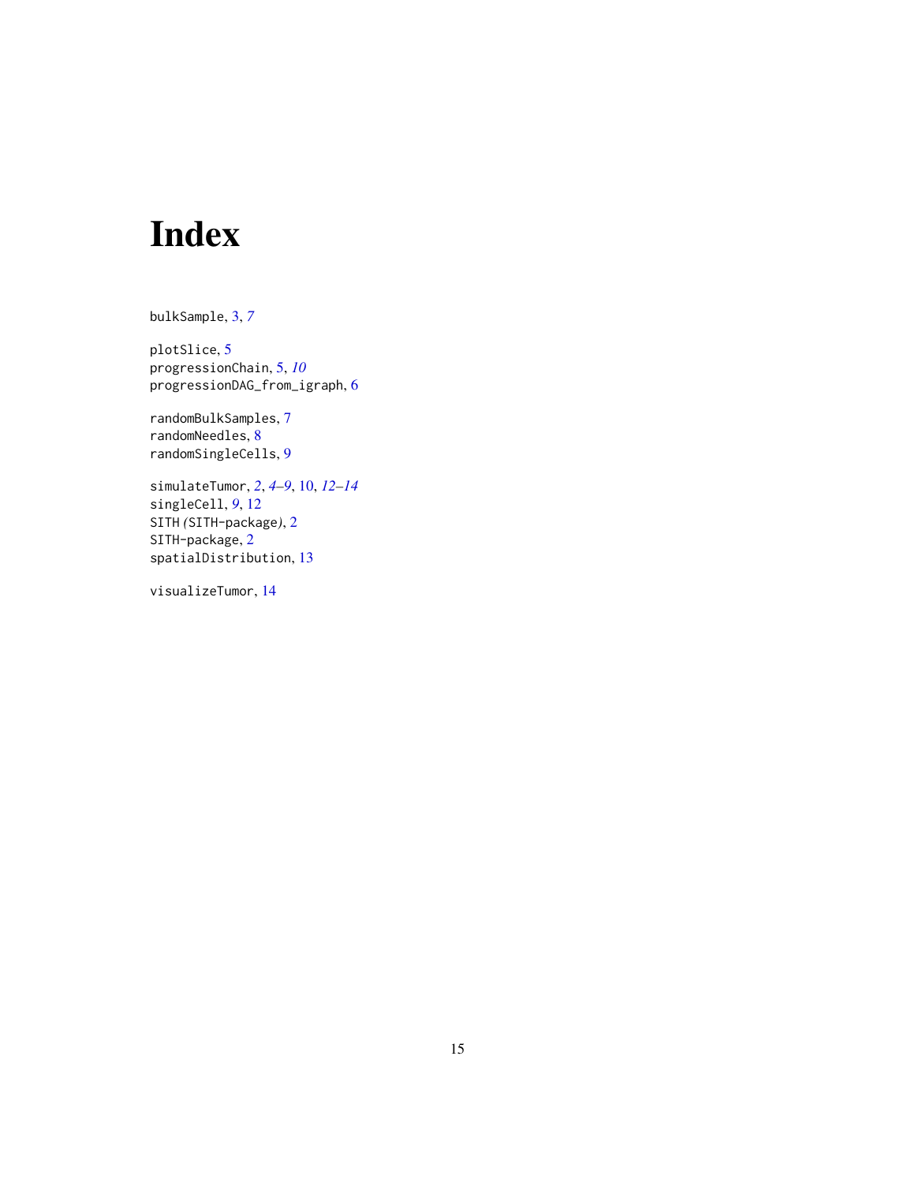# Index

bulkSample, 3, *7*

plotSlice, 5
progressionChain, 5, *10*
progressionDAG_from_igraph, 6

randomBulkSamples, 7
randomNeedles, 8
randomSingleCells, 9

simulateTumor, *2*, *4–9*, 10, *12–14*
singleCell, *9*, 12
SITH (SITH-package), 2
SITH-package, 2
spatialDistribution, 13

visualizeTumor, 14